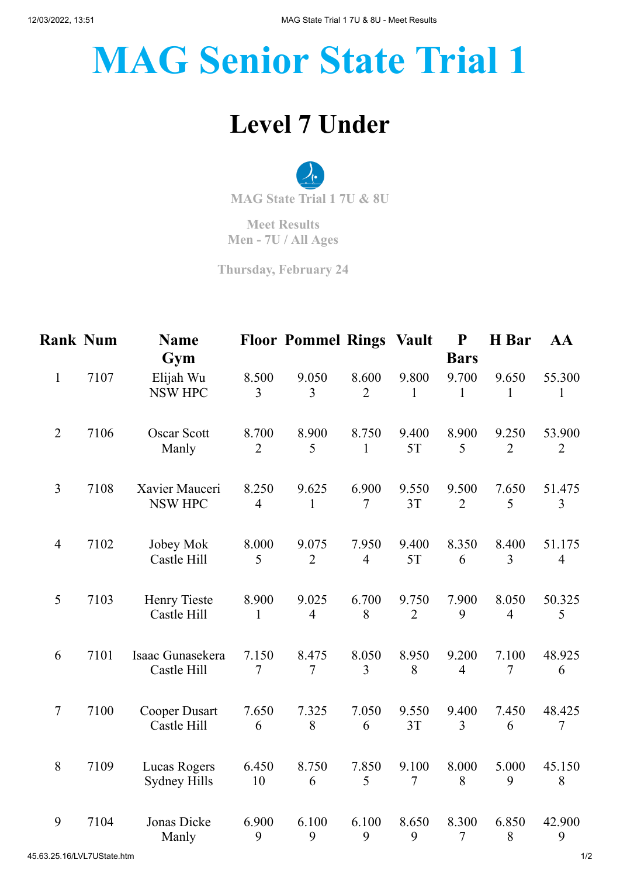# MAG Senior State Trial 1

## Level 7 Under

MAG State Trial 1 7U & 8U

Meet Results
Men - 7U / All Ages

Thursday, February 24

| Rank | Num | Name<br>Gym | Floor | Pommel | Rings | Vault | P Bars | H Bar | AA |
|---|---|---|---|---|---|---|---|---|---|
| 1 | 7107 | Elijah Wu<br>NSW HPC | 8.500<br>3 | 9.050<br>3 | 8.600<br>2 | 9.800<br>1 | 9.700<br>1 | 9.650<br>1 | 55.300<br>1 |
| 2 | 7106 | Oscar Scott<br>Manly | 8.700<br>2 | 8.900<br>5 | 8.750<br>1 | 9.400<br>5T | 8.900<br>5 | 9.250<br>2 | 53.900<br>2 |
| 3 | 7108 | Xavier Mauceri<br>NSW HPC | 8.250<br>4 | 9.625<br>1 | 6.900<br>7 | 9.550<br>3T | 9.500<br>2 | 7.650<br>5 | 51.475<br>3 |
| 4 | 7102 | Jobey Mok<br>Castle Hill | 8.000<br>5 | 9.075<br>2 | 7.950<br>4 | 9.400<br>5T | 8.350<br>6 | 8.400<br>3 | 51.175<br>4 |
| 5 | 7103 | Henry Tieste<br>Castle Hill | 8.900<br>1 | 9.025<br>4 | 6.700<br>8 | 9.750<br>2 | 7.900<br>9 | 8.050<br>4 | 50.325<br>5 |
| 6 | 7101 | Isaac Gunasekera<br>Castle Hill | 7.150<br>7 | 8.475<br>7 | 8.050<br>3 | 8.950<br>8 | 9.200<br>4 | 7.100<br>7 | 48.925<br>6 |
| 7 | 7100 | Cooper Dusart<br>Castle Hill | 7.650<br>6 | 7.325<br>8 | 7.050<br>6 | 9.550<br>3T | 9.400<br>3 | 7.450<br>6 | 48.425<br>7 |
| 8 | 7109 | Lucas Rogers<br>Sydney Hills | 6.450<br>10 | 8.750<br>6 | 7.850<br>5 | 9.100<br>7 | 8.000<br>8 | 5.000<br>9 | 45.150<br>8 |
| 9 | 7104 | Jonas Dicke<br>Manly | 6.900<br>9 | 6.100<br>9 | 6.100<br>9 | 8.650<br>9 | 8.300<br>7 | 6.850<br>8 | 42.900<br>9 |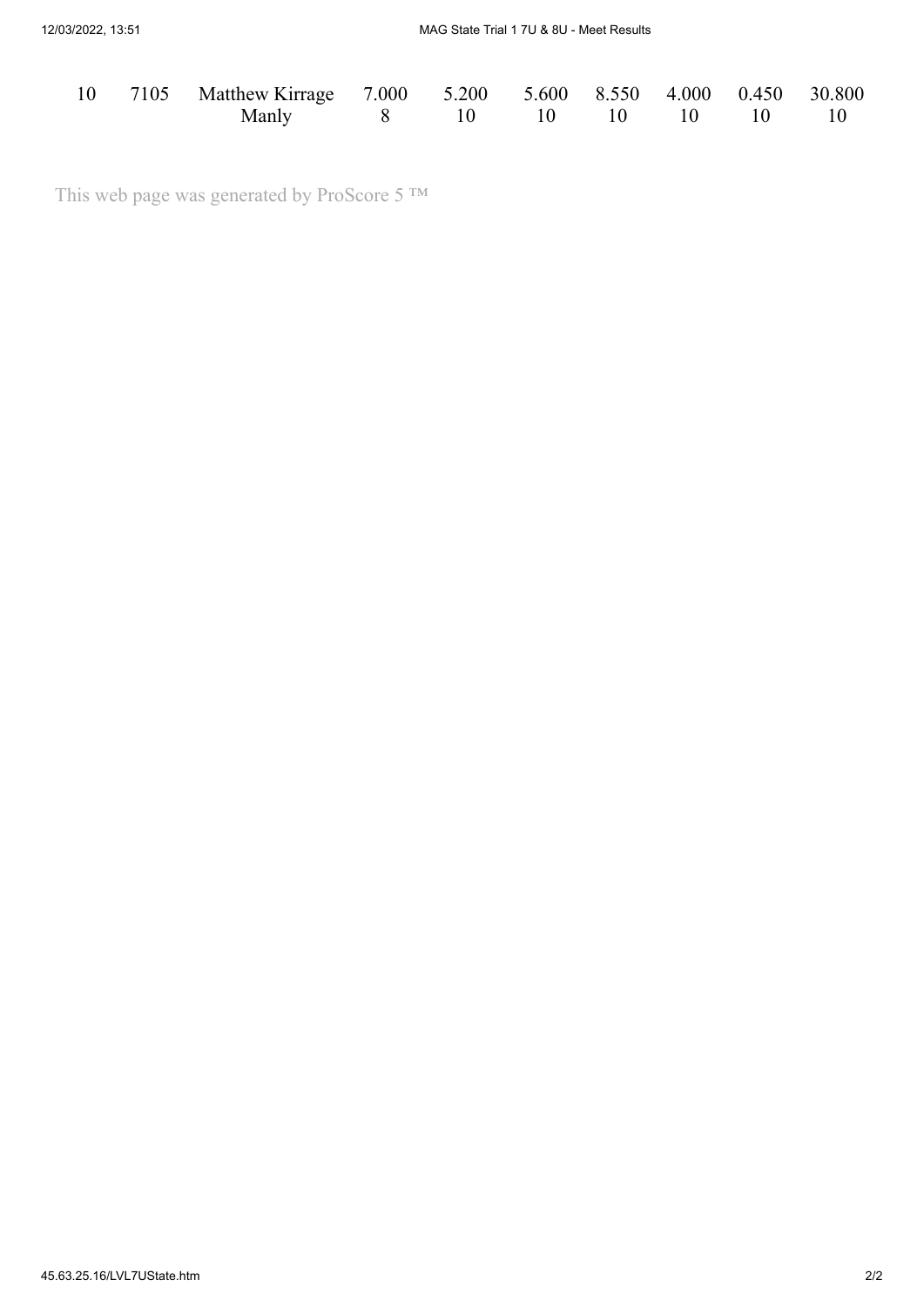| | | | | | | | | | |
|---|---|---|---|---|---|---|---|---|---|
| 10 | 7105 | Matthew Kirrage<br>Manly | 7.000<br>8 | 5.200<br>10 | 5.600<br>10 | 8.550<br>10 | 4.000<br>10 | 0.450<br>10 | 30.800<br>10 |

This web page was generated by ProScore 5 ™